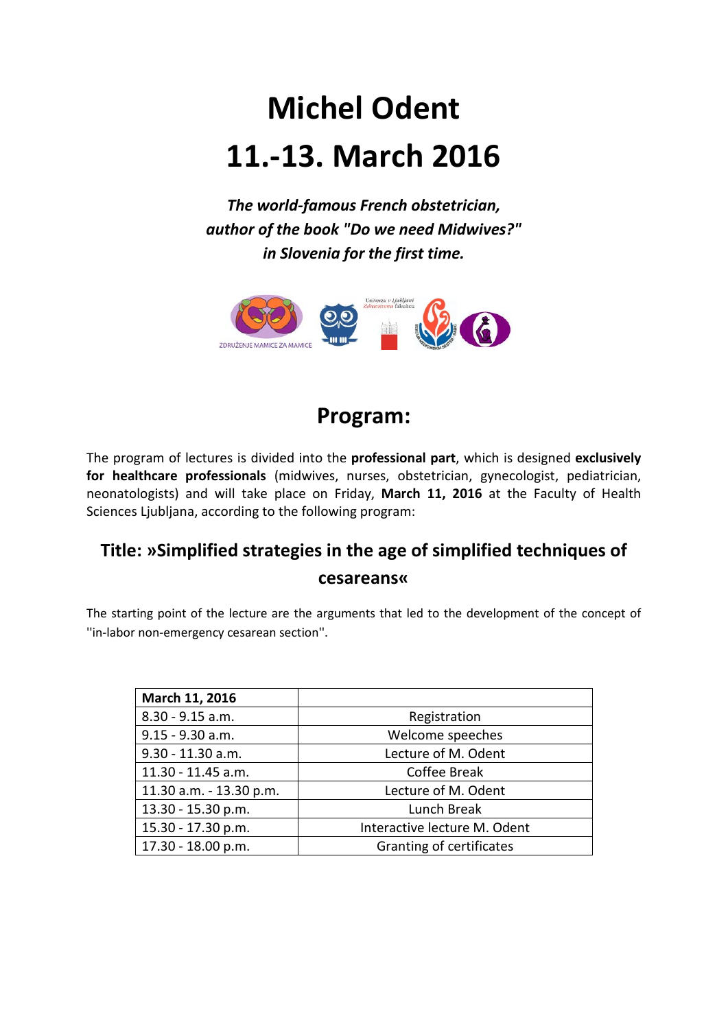# Michel Odent

# 11.-13. March 2016

***The world-famous French obstetrician, author of the book "Do we need Midwives?" in Slovenia for the first time.***

ZDRUŽENJE MAMICE ZA MAMICE

## Program:

The program of lectures is divided into the **professional part**, which is designed **exclusively for healthcare professionals** (midwives, nurses, obstetrician, gynecologist, pediatrician, neonatologists) and will take place on Friday, **March 11, 2016** at the Faculty of Health Sciences Ljubljana, according to the following program:

### Title: »Simplified strategies in the age of simplified techniques of cesareans«

The starting point of the lecture are the arguments that led to the development of the concept of ''in-labor non-emergency cesarean section''.

| **March 11, 2016** | |
|---|---|
| 8.30 - 9.15 a.m. | Registration |
| 9.15 - 9.30 a.m. | Welcome speeches |
| 9.30 - 11.30 a.m. | Lecture of M. Odent |
| 11.30 - 11.45 a.m. | Coffee Break |
| 11.30 a.m. - 13.30 p.m. | Lecture of M. Odent |
| 13.30 - 15.30 p.m. | Lunch Break |
| 15.30 - 17.30 p.m. | Interactive lecture M. Odent |
| 17.30 - 18.00 p.m. | Granting of certificates |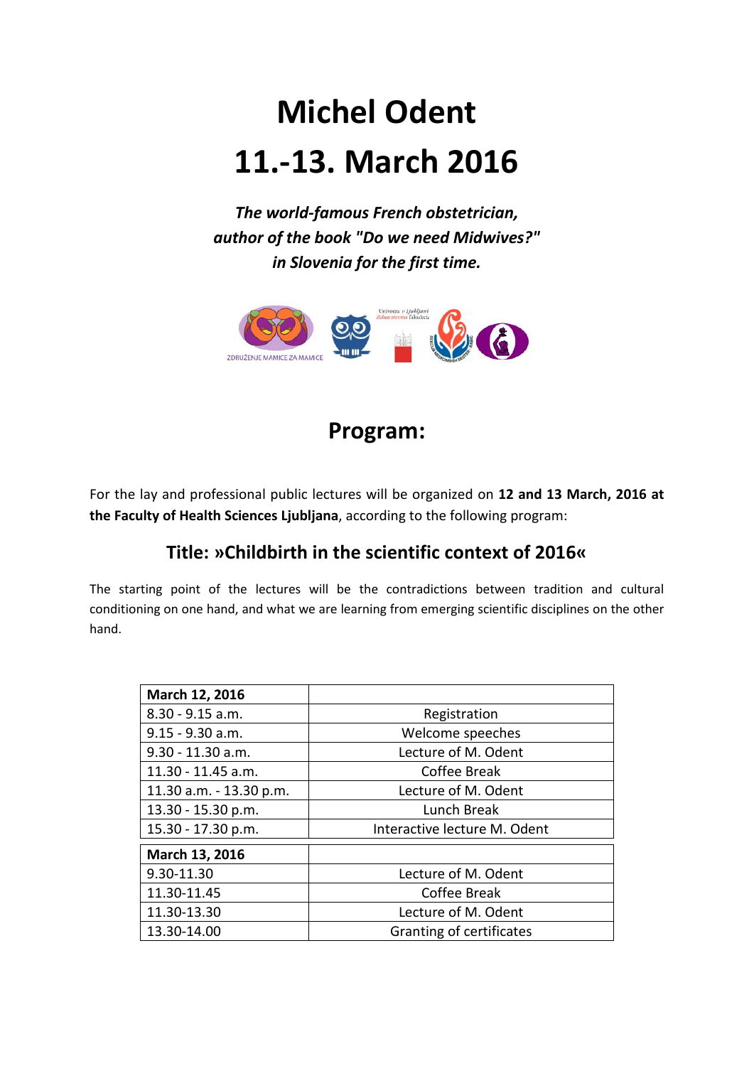# Michel Odent

# 11.-13. March 2016

***The world-famous French obstetrician, author of the book "Do we need Midwives?" in Slovenia for the first time.***

## Program:

For the lay and professional public lectures will be organized on **12 and 13 March, 2016 at the Faculty of Health Sciences Ljubljana**, according to the following program:

### Title: »Childbirth in the scientific context of 2016«

The starting point of the lectures will be the contradictions between tradition and cultural conditioning on one hand, and what we are learning from emerging scientific disciplines on the other hand.

| | |
|---|---|
| **March 12, 2016** | |
| 8.30 - 9.15 a.m. | Registration |
| 9.15 - 9.30 a.m. | Welcome speeches |
| 9.30 - 11.30 a.m. | Lecture of M. Odent |
| 11.30 - 11.45 a.m. | Coffee Break |
| 11.30 a.m. - 13.30 p.m. | Lecture of M. Odent |
| 13.30 - 15.30 p.m. | Lunch Break |
| 15.30 - 17.30 p.m. | Interactive lecture M. Odent |
| **March 13, 2016** | |
| 9.30-11.30 | Lecture of M. Odent |
| 11.30-11.45 | Coffee Break |
| 11.30-13.30 | Lecture of M. Odent |
| 13.30-14.00 | Granting of certificates |